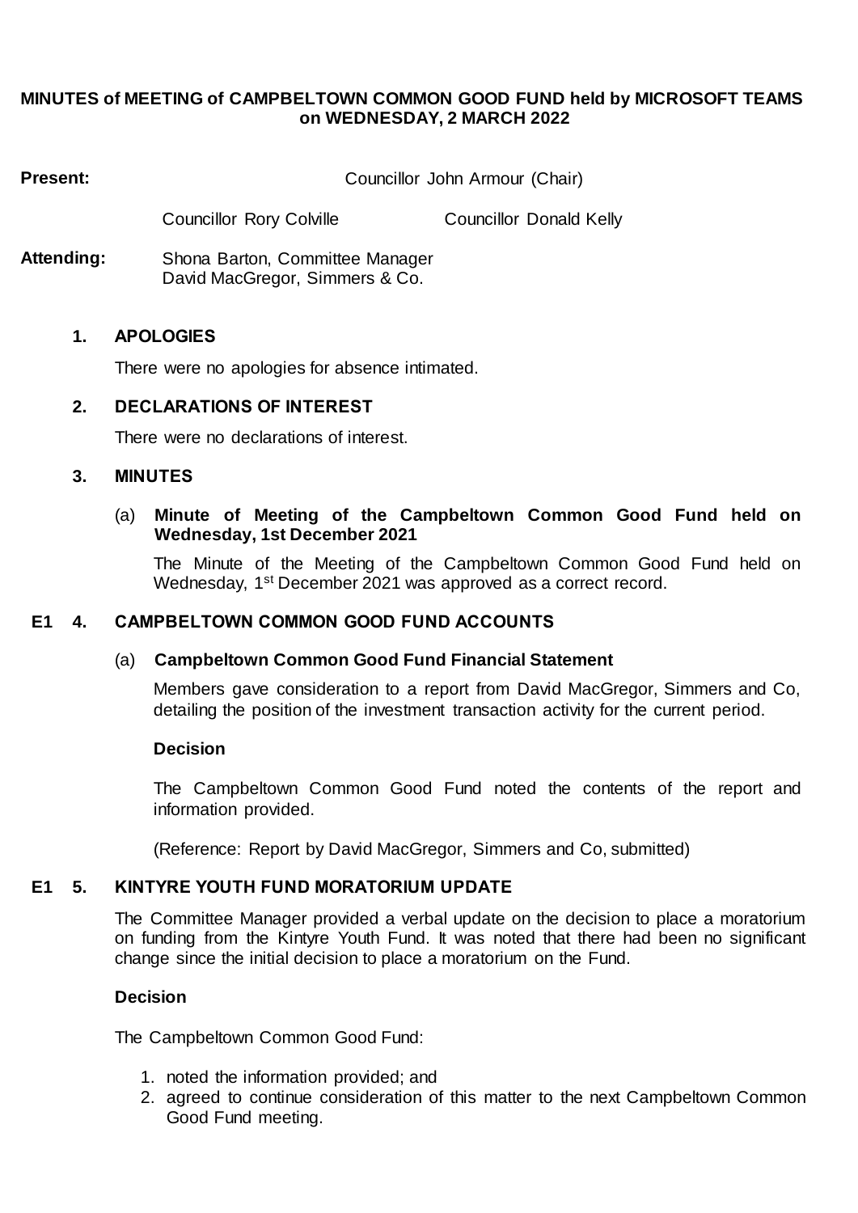**MINUTES of MEETING of CAMPBELTOWN COMMON GOOD FUND held by MICROSOFT TEAMS on WEDNESDAY, 2 MARCH 2022**

**Present:** Councillor John Armour (Chair)

Councillor Rory Colville Councillor Donald Kelly

**Attending:** Shona Barton, Committee Manager
David MacGregor, Simmers & Co.

**1. APOLOGIES**

There were no apologies for absence intimated.

**2. DECLARATIONS OF INTEREST**

There were no declarations of interest.

**3. MINUTES**

(a) **Minute of Meeting of the Campbeltown Common Good Fund held on Wednesday, 1st December 2021**

The Minute of the Meeting of the Campbeltown Common Good Fund held on Wednesday, 1st December 2021 was approved as a correct record.

**E1 4. CAMPBELTOWN COMMON GOOD FUND ACCOUNTS**

(a) **Campbeltown Common Good Fund Financial Statement**

Members gave consideration to a report from David MacGregor, Simmers and Co, detailing the position of the investment transaction activity for the current period.

**Decision**

The Campbeltown Common Good Fund noted the contents of the report and information provided.

(Reference: Report by David MacGregor, Simmers and Co, submitted)

**E1 5. KINTYRE YOUTH FUND MORATORIUM UPDATE**

The Committee Manager provided a verbal update on the decision to place a moratorium on funding from the Kintyre Youth Fund. It was noted that there had been no significant change since the initial decision to place a moratorium on the Fund.

**Decision**

The Campbeltown Common Good Fund:

1. noted the information provided; and
2. agreed to continue consideration of this matter to the next Campbeltown Common Good Fund meeting.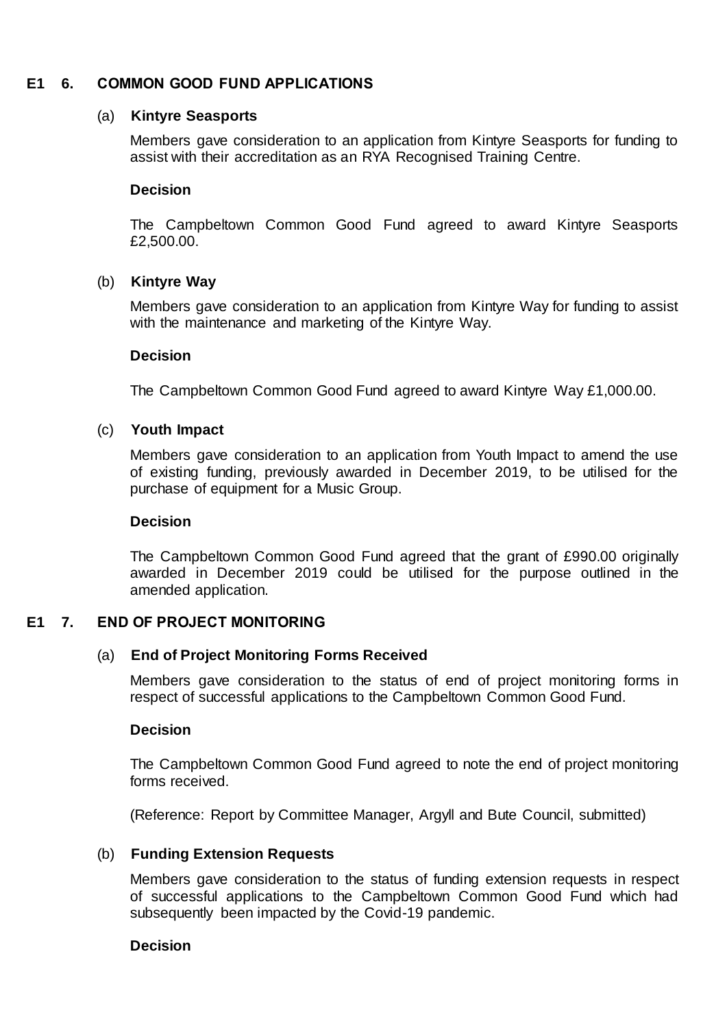**E1 6. COMMON GOOD FUND APPLICATIONS**

(a) **Kintyre Seasports**

Members gave consideration to an application from Kintyre Seasports for funding to assist with their accreditation as an RYA Recognised Training Centre.

**Decision**

The Campbeltown Common Good Fund agreed to award Kintyre Seasports £2,500.00.

(b) **Kintyre Way**

Members gave consideration to an application from Kintyre Way for funding to assist with the maintenance and marketing of the Kintyre Way.

**Decision**

The Campbeltown Common Good Fund agreed to award Kintyre Way £1,000.00.

(c) **Youth Impact**

Members gave consideration to an application from Youth Impact to amend the use of existing funding, previously awarded in December 2019, to be utilised for the purchase of equipment for a Music Group.

**Decision**

The Campbeltown Common Good Fund agreed that the grant of £990.00 originally awarded in December 2019 could be utilised for the purpose outlined in the amended application.

**E1 7. END OF PROJECT MONITORING**

(a) **End of Project Monitoring Forms Received**

Members gave consideration to the status of end of project monitoring forms in respect of successful applications to the Campbeltown Common Good Fund.

**Decision**

The Campbeltown Common Good Fund agreed to note the end of project monitoring forms received.

(Reference: Report by Committee Manager, Argyll and Bute Council, submitted)

(b) **Funding Extension Requests**

Members gave consideration to the status of funding extension requests in respect of successful applications to the Campbeltown Common Good Fund which had subsequently been impacted by the Covid-19 pandemic.

**Decision**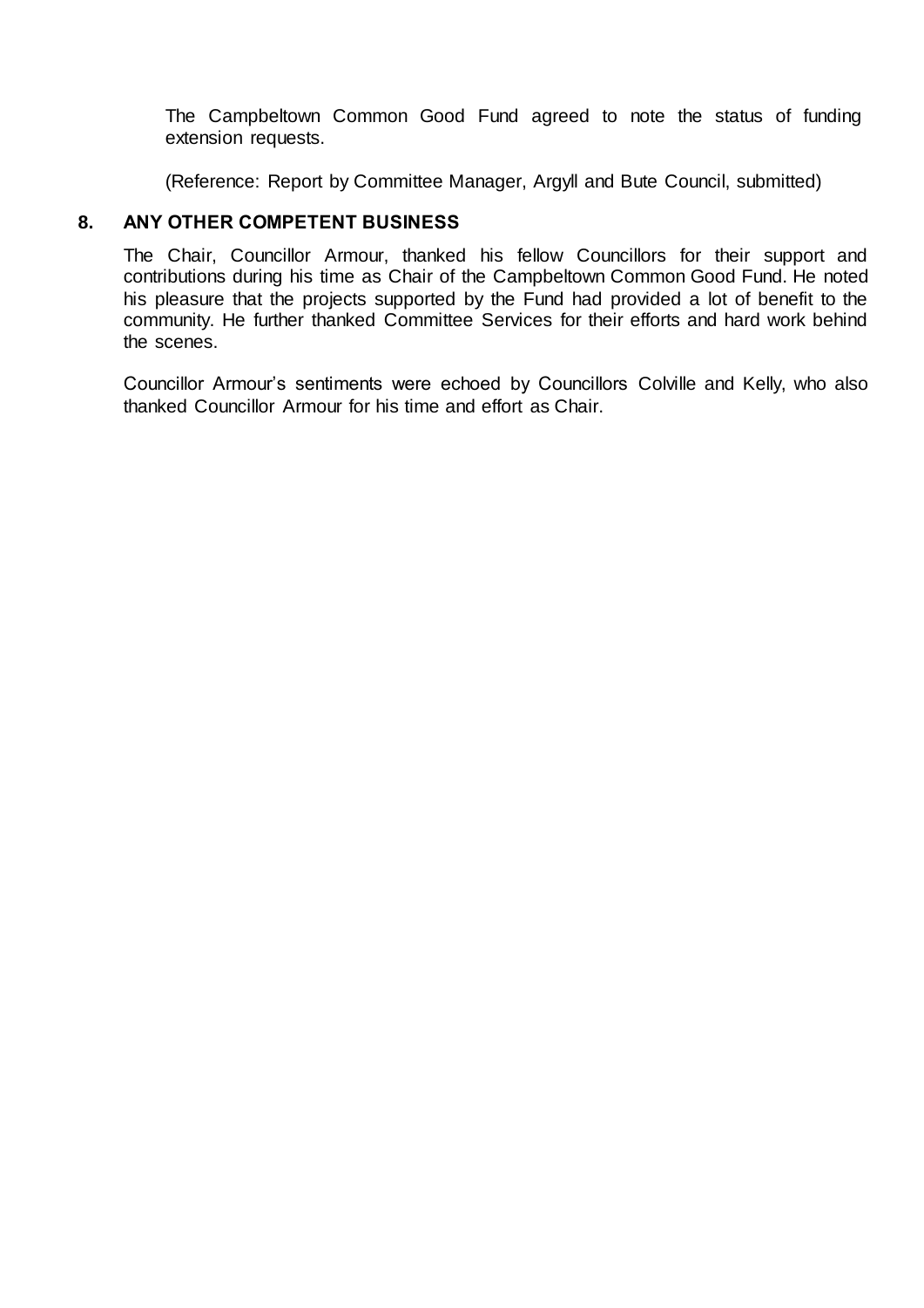The Campbeltown Common Good Fund agreed to note the status of funding extension requests.

(Reference: Report by Committee Manager, Argyll and Bute Council, submitted)

## 8. ANY OTHER COMPETENT BUSINESS

The Chair, Councillor Armour, thanked his fellow Councillors for their support and contributions during his time as Chair of the Campbeltown Common Good Fund. He noted his pleasure that the projects supported by the Fund had provided a lot of benefit to the community. He further thanked Committee Services for their efforts and hard work behind the scenes.

Councillor Armour's sentiments were echoed by Councillors Colville and Kelly, who also thanked Councillor Armour for his time and effort as Chair.